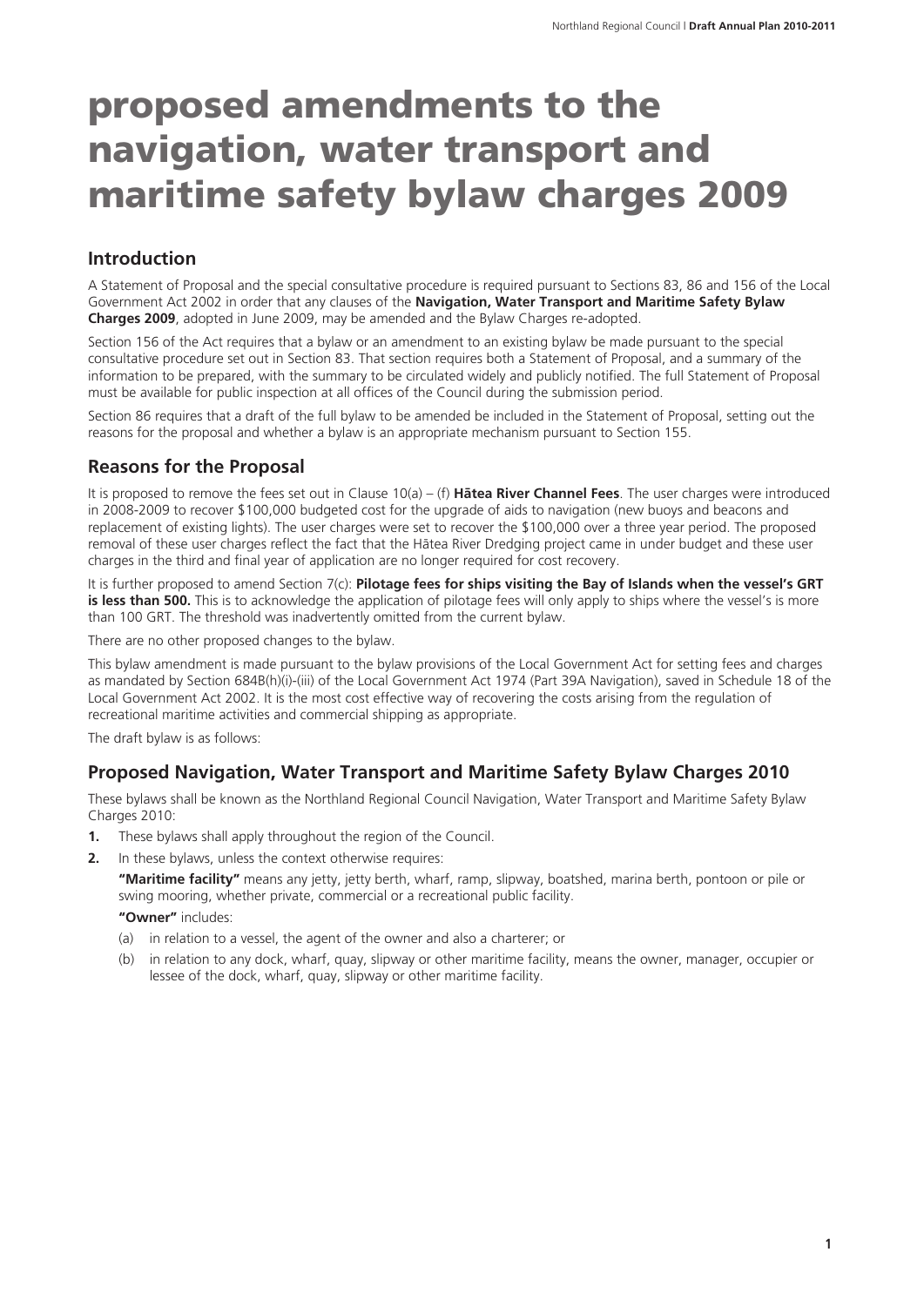# proposed amendments to the navigation, water transport and maritime safety bylaw charges 2009

## Introduction

A Statement of Proposal and the special consultative procedure is required pursuant to Sections 83, 86 and 156 of the Local Government Act 2002 in order that any clauses of the **Navigation, Water Transport and Maritime Safety Bylaw Charges 2009**, adopted in June 2009, may be amended and the Bylaw Charges re-adopted.

Section 156 of the Act requires that a bylaw or an amendment to an existing bylaw be made pursuant to the special consultative procedure set out in Section 83. That section requires both a Statement of Proposal, and a summary of the information to be prepared, with the summary to be circulated widely and publicly notified. The full Statement of Proposal must be available for public inspection at all offices of the Council during the submission period.

Section 86 requires that a draft of the full bylaw to be amended be included in the Statement of Proposal, setting out the reasons for the proposal and whether a bylaw is an appropriate mechanism pursuant to Section 155.

## Reasons for the Proposal

It is proposed to remove the fees set out in Clause 10(a) – (f) **Hātea River Channel Fees**. The user charges were introduced in 2008-2009 to recover $100,000 budgeted cost for the upgrade of aids to navigation (new buoys and beacons and replacement of existing lights). The user charges were set to recover the $100,000 over a three year period. The proposed removal of these user charges reflect the fact that the Hātea River Dredging project came in under budget and these user charges in the third and final year of application are no longer required for cost recovery.

It is further proposed to amend Section 7(c): **Pilotage fees for ships visiting the Bay of Islands when the vessel's GRT is less than 500.** This is to acknowledge the application of pilotage fees will only apply to ships where the vessel's is more than 100 GRT. The threshold was inadvertently omitted from the current bylaw.

There are no other proposed changes to the bylaw.

This bylaw amendment is made pursuant to the bylaw provisions of the Local Government Act for setting fees and charges as mandated by Section 684B(h)(i)-(iii) of the Local Government Act 1974 (Part 39A Navigation), saved in Schedule 18 of the Local Government Act 2002. It is the most cost effective way of recovering the costs arising from the regulation of recreational maritime activities and commercial shipping as appropriate.

The draft bylaw is as follows:

## Proposed Navigation, Water Transport and Maritime Safety Bylaw Charges 2010

These bylaws shall be known as the Northland Regional Council Navigation, Water Transport and Maritime Safety Bylaw Charges 2010:

1. These bylaws shall apply throughout the region of the Council.
2. In these bylaws, unless the context otherwise requires:

   **"Maritime facility"** means any jetty, jetty berth, wharf, ramp, slipway, boatshed, marina berth, pontoon or pile or swing mooring, whether private, commercial or a recreational public facility.

   **"Owner"** includes:

   (a) in relation to a vessel, the agent of the owner and also a charterer; or

   (b) in relation to any dock, wharf, quay, slipway or other maritime facility, means the owner, manager, occupier or lessee of the dock, wharf, quay, slipway or other maritime facility.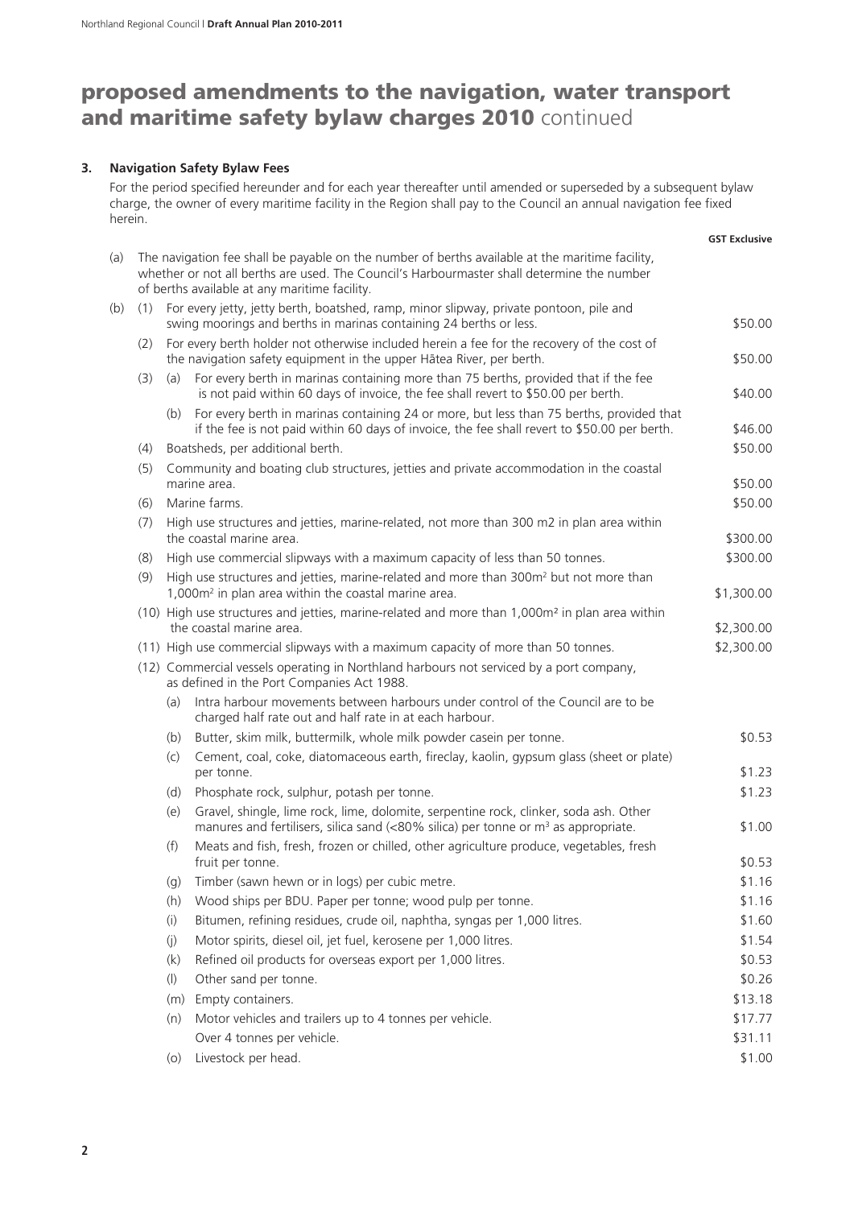# proposed amendments to the navigation, water transport and maritime safety bylaw charges 2010 continued

**3. Navigation Safety Bylaw Fees**

For the period specified hereunder and for each year thereafter until amended or superseded by a subsequent bylaw charge, the owner of every maritime facility in the Region shall pay to the Council an annual navigation fee fixed herein.

| | | | | **GST Exclusive** |
|---|---|---|---|---|
| (a) | | | The navigation fee shall be payable on the number of berths available at the maritime facility, whether or not all berths are used. The Council's Harbourmaster shall determine the number of berths available at any maritime facility. | |
| (b) | (1) | | For every jetty, jetty berth, boatshed, ramp, minor slipway, private pontoon, pile and swing moorings and berths in marinas containing 24 berths or less. | $50.00 |
| | (2) | | For every berth holder not otherwise included herein a fee for the recovery of the cost of the navigation safety equipment in the upper Hātea River, per berth. | $50.00 |
| | (3) | (a) | For every berth in marinas containing more than 75 berths, provided that if the fee is not paid within 60 days of invoice, the fee shall revert to $50.00 per berth. | $40.00 |
| | | (b) | For every berth in marinas containing 24 or more, but less than 75 berths, provided that if the fee is not paid within 60 days of invoice, the fee shall revert to $50.00 per berth. | $46.00 |
| | (4) | | Boatsheds, per additional berth. | $50.00 |
| | (5) | | Community and boating club structures, jetties and private accommodation in the coastal marine area. | $50.00 |
| | (6) | | Marine farms. | $50.00 |
| | (7) | | High use structures and jetties, marine-related, not more than 300 m2 in plan area within the coastal marine area. | $300.00 |
| | (8) | | High use commercial slipways with a maximum capacity of less than 50 tonnes. | $300.00 |
| | (9) | | High use structures and jetties, marine-related and more than 300m² but not more than 1,000m² in plan area within the coastal marine area. | $1,300.00 |
| | (10) | | High use structures and jetties, marine-related and more than 1,000m² in plan area within the coastal marine area. | $2,300.00 |
| | (11) | | High use commercial slipways with a maximum capacity of more than 50 tonnes. | $2,300.00 |
| | (12) | | Commercial vessels operating in Northland harbours not serviced by a port company, as defined in the Port Companies Act 1988. | |
| | | (a) | Intra harbour movements between harbours under control of the Council are to be charged half rate out and half rate in at each harbour. | |
| | | (b) | Butter, skim milk, buttermilk, whole milk powder casein per tonne. | $0.53 |
| | | (c) | Cement, coal, coke, diatomaceous earth, fireclay, kaolin, gypsum glass (sheet or plate) per tonne. | $1.23 |
| | | (d) | Phosphate rock, sulphur, potash per tonne. | $1.23 |
| | | (e) | Gravel, shingle, lime rock, lime, dolomite, serpentine rock, clinker, soda ash. Other manures and fertilisers, silica sand (<80% silica) per tonne or m³ as appropriate. | $1.00 |
| | | (f) | Meats and fish, fresh, frozen or chilled, other agriculture produce, vegetables, fresh fruit per tonne. | $0.53 |
| | | (g) | Timber (sawn hewn or in logs) per cubic metre. | $1.16 |
| | | (h) | Wood ships per BDU. Paper per tonne; wood pulp per tonne. | $1.16 |
| | | (i) | Bitumen, refining residues, crude oil, naphtha, syngas per 1,000 litres. | $1.60 |
| | | (j) | Motor spirits, diesel oil, jet fuel, kerosene per 1,000 litres. | $1.54 |
| | | (k) | Refined oil products for overseas export per 1,000 litres. | $0.53 |
| | | (l) | Other sand per tonne. | $0.26 |
| | | (m) | Empty containers. | $13.18 |
| | | (n) | Motor vehicles and trailers up to 4 tonnes per vehicle. | $17.77 |
| | | | Over 4 tonnes per vehicle. | $31.11 |
| | | (o) | Livestock per head. | $1.00 |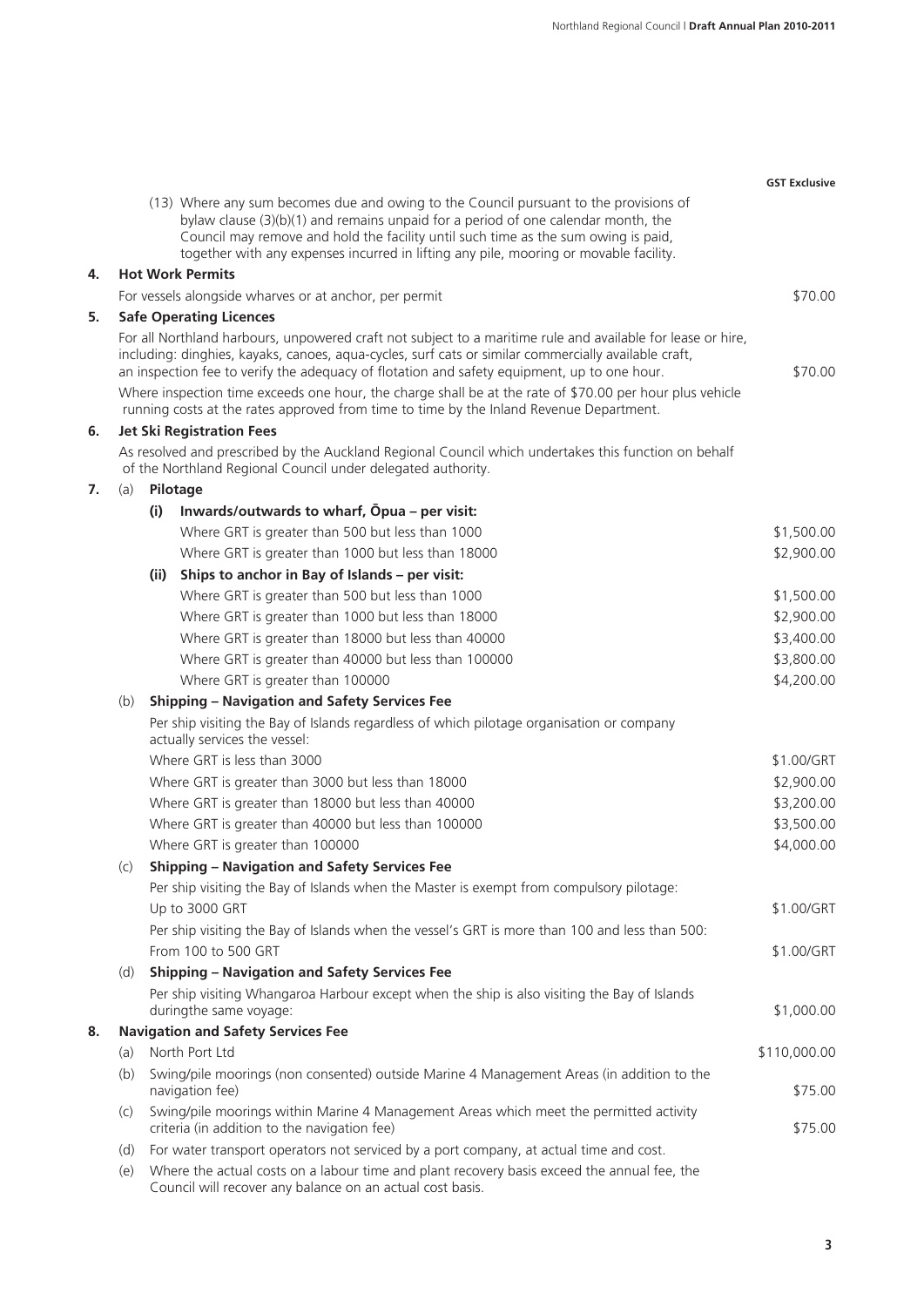| | | | GST Exclusive |
|---|---|---|---|
| | | (13) Where any sum becomes due and owing to the Council pursuant to the provisions of bylaw clause (3)(b)(1) and remains unpaid for a period of one calendar month, the Council may remove and hold the facility until such time as the sum owing is paid, together with any expenses incurred in lifting any pile, mooring or movable facility. | |
| **4.** | **Hot Work Permits** | | |
| | | For vessels alongside wharves or at anchor, per permit | $70.00 |
| **5.** | **Safe Operating Licences** | | |
| | | For all Northland harbours, unpowered craft not subject to a maritime rule and available for lease or hire, including: dinghies, kayaks, canoes, aqua-cycles, surf cats or similar commercially available craft, an inspection fee to verify the adequacy of flotation and safety equipment, up to one hour. | $70.00 |
| | | Where inspection time exceeds one hour, the charge shall be at the rate of $70.00 per hour plus vehicle running costs at the rates approved from time to time by the Inland Revenue Department. | |
| **6.** | **Jet Ski Registration Fees** | | |
| | | As resolved and prescribed by the Auckland Regional Council which undertakes this function on behalf of the Northland Regional Council under delegated authority. | |
| **7.** | (a) | **Pilotage** | |
| | | **(i) Inwards/outwards to wharf, Ōpua – per visit:** | |
| | | Where GRT is greater than 500 but less than 1000 | $1,500.00 |
| | | Where GRT is greater than 1000 but less than 18000 | $2,900.00 |
| | | **(ii) Ships to anchor in Bay of Islands – per visit:** | |
| | | Where GRT is greater than 500 but less than 1000 | $1,500.00 |
| | | Where GRT is greater than 1000 but less than 18000 | $2,900.00 |
| | | Where GRT is greater than 18000 but less than 40000 | $3,400.00 |
| | | Where GRT is greater than 40000 but less than 100000 | $3,800.00 |
| | | Where GRT is greater than 100000 | $4,200.00 |
| | (b) | **Shipping – Navigation and Safety Services Fee** | |
| | | Per ship visiting the Bay of Islands regardless of which pilotage organisation or company actually services the vessel: | |
| | | Where GRT is less than 3000 | $1.00/GRT |
| | | Where GRT is greater than 3000 but less than 18000 | $2,900.00 |
| | | Where GRT is greater than 18000 but less than 40000 | $3,200.00 |
| | | Where GRT is greater than 40000 but less than 100000 | $3,500.00 |
| | | Where GRT is greater than 100000 | $4,000.00 |
| | (c) | **Shipping – Navigation and Safety Services Fee** | |
| | | Per ship visiting the Bay of Islands when the Master is exempt from compulsory pilotage: | |
| | | Up to 3000 GRT | $1.00/GRT |
| | | Per ship visiting the Bay of Islands when the vessel's GRT is more than 100 and less than 500: | |
| | | From 100 to 500 GRT | $1.00/GRT |
| | (d) | **Shipping – Navigation and Safety Services Fee** | |
| | | Per ship visiting Whangaroa Harbour except when the ship is also visiting the Bay of Islands duringthe same voyage: | $1,000.00 |
| **8.** | **Navigation and Safety Services Fee** | | |
| | (a) | North Port Ltd | $110,000.00 |
| | (b) | Swing/pile moorings (non consented) outside Marine 4 Management Areas (in addition to the navigation fee) | $75.00 |
| | (c) | Swing/pile moorings within Marine 4 Management Areas which meet the permitted activity criteria (in addition to the navigation fee) | $75.00 |
| | (d) | For water transport operators not serviced by a port company, at actual time and cost. | |
| | (e) | Where the actual costs on a labour time and plant recovery basis exceed the annual fee, the Council will recover any balance on an actual cost basis. | |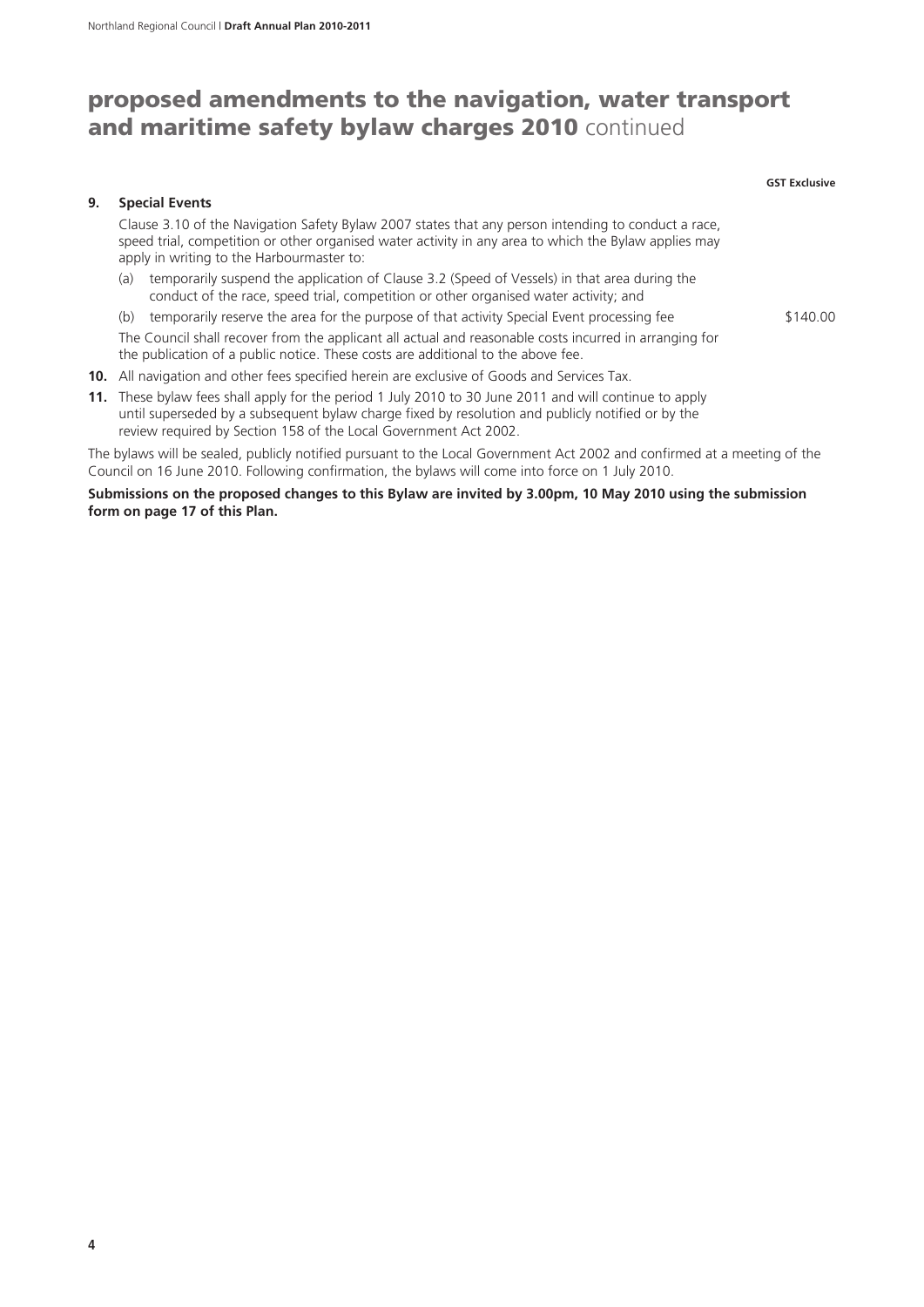# proposed amendments to the navigation, water transport and maritime safety bylaw charges 2010 continued

**GST Exclusive**

**9. Special Events**

Clause 3.10 of the Navigation Safety Bylaw 2007 states that any person intending to conduct a race, speed trial, competition or other organised water activity in any area to which the Bylaw applies may apply in writing to the Harbourmaster to:

(a) temporarily suspend the application of Clause 3.2 (Speed of Vessels) in that area during the conduct of the race, speed trial, competition or other organised water activity; and

(b) temporarily reserve the area for the purpose of that activity Special Event processing fee $140.00

The Council shall recover from the applicant all actual and reasonable costs incurred in arranging for the publication of a public notice. These costs are additional to the above fee.

**10.** All navigation and other fees specified herein are exclusive of Goods and Services Tax.

**11.** These bylaw fees shall apply for the period 1 July 2010 to 30 June 2011 and will continue to apply until superseded by a subsequent bylaw charge fixed by resolution and publicly notified or by the review required by Section 158 of the Local Government Act 2002.

The bylaws will be sealed, publicly notified pursuant to the Local Government Act 2002 and confirmed at a meeting of the Council on 16 June 2010. Following confirmation, the bylaws will come into force on 1 July 2010.

**Submissions on the proposed changes to this Bylaw are invited by 3.00pm, 10 May 2010 using the submission form on page 17 of this Plan.**